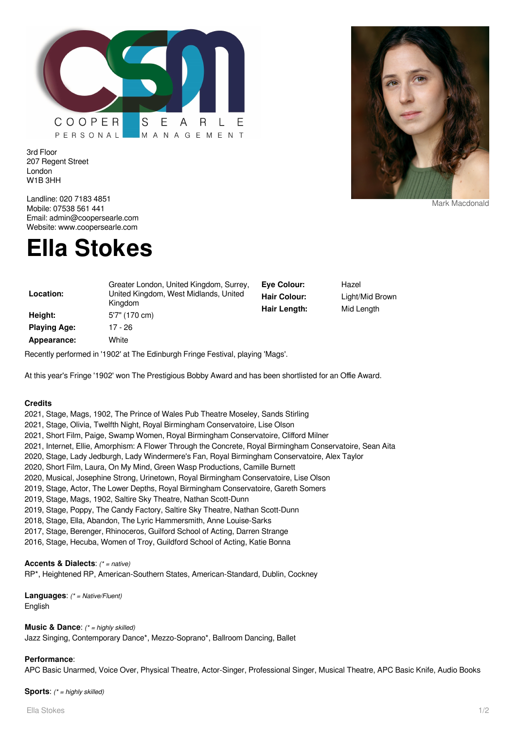COOPER SEARLE
PERSONAL MANAGEMENT

3rd Floor
207 Regent Street
London
W1B 3HH

Landline: 020 7183 4851
Mobile: 07538 561 441
Email: admin@coopersearle.com
Website: www.coopersearle.com

Mark Macdonald

# Ella Stokes

| | | | |
|---|---|---|---|
| **Location:** | Greater London, United Kingdom, Surrey, United Kingdom, West Midlands, United Kingdom | **Eye Colour:** | Hazel |
| **Height:** | 5'7" (170 cm) | **Hair Colour:** | Light/Mid Brown |
| **Playing Age:** | 17 - 26 | **Hair Length:** | Mid Length |
| **Appearance:** | White | | |

Recently performed in '1902' at The Edinburgh Fringe Festival, playing 'Mags'.

At this year's Fringe '1902' won The Prestigious Bobby Award and has been shortlisted for an Offie Award.

**Credits**

2021, Stage, Mags, 1902, The Prince of Wales Pub Theatre Moseley, Sands Stirling
2021, Stage, Olivia, Twelfth Night, Royal Birmingham Conservatoire, Lise Olson
2021, Short Film, Paige, Swamp Women, Royal Birmingham Conservatoire, Clifford Milner
2021, Internet, Ellie, Amorphism: A Flower Through the Concrete, Royal Birmingham Conservatoire, Sean Aita
2020, Stage, Lady Jedburgh, Lady Windermere's Fan, Royal Birmingham Conservatoire, Alex Taylor
2020, Short Film, Laura, On My Mind, Green Wasp Productions, Camille Burnett
2020, Musical, Josephine Strong, Urinetown, Royal Birmingham Conservatoire, Lise Olson
2019, Stage, Actor, The Lower Depths, Royal Birmingham Conservatoire, Gareth Somers
2019, Stage, Mags, 1902, Saltire Sky Theatre, Nathan Scott-Dunn
2019, Stage, Poppy, The Candy Factory, Saltire Sky Theatre, Nathan Scott-Dunn
2018, Stage, Ella, Abandon, The Lyric Hammersmith, Anne Louise-Sarks
2017, Stage, Berenger, Rhinoceros, Guilford School of Acting, Darren Strange
2016, Stage, Hecuba, Women of Troy, Guildford School of Acting, Katie Bonna

**Accents & Dialects**: *(* = native)*
RP*, Heightened RP, American-Southern States, American-Standard, Dublin, Cockney

**Languages**: *(* = Native/Fluent)*
English

**Music & Dance**: *(* = highly skilled)*
Jazz Singing, Contemporary Dance*, Mezzo-Soprano*, Ballroom Dancing, Ballet

**Performance**:
APC Basic Unarmed, Voice Over, Physical Theatre, Actor-Singer, Professional Singer, Musical Theatre, APC Basic Knife, Audio Books

**Sports**: *(* = highly skilled)*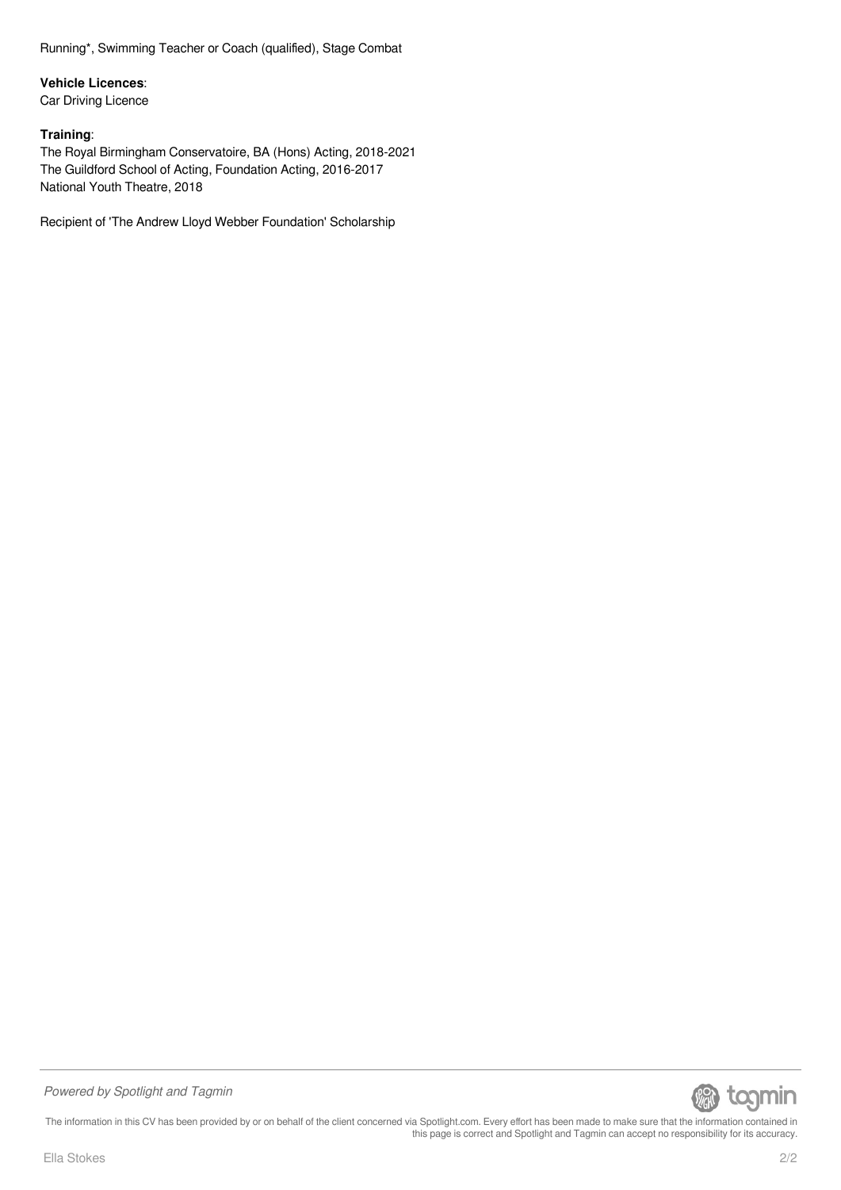Running*, Swimming Teacher or Coach (qualified), Stage Combat

**Vehicle Licences**:
Car Driving Licence

**Training**:
The Royal Birmingham Conservatoire, BA (Hons) Acting, 2018-2021
The Guildford School of Acting, Foundation Acting, 2016-2017
National Youth Theatre, 2018

Recipient of 'The Andrew Lloyd Webber Foundation' Scholarship